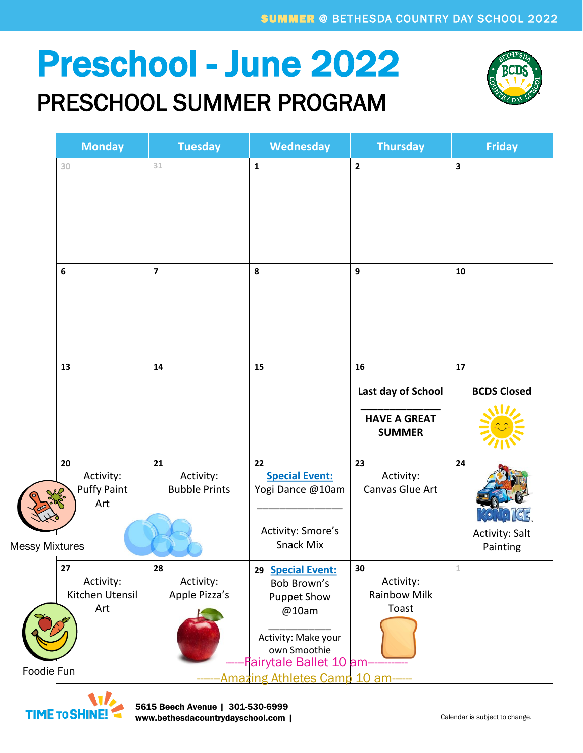SUMMER @ BETHESDA COUNTRY DAY SCHOOL 2022

# Preschool - June 2022

## PRESCHOOL SUMMER PROGRAM

| Monday | Tuesday | Wednesday | Thursday | Friday |
|---|---|---|---|---|
| 30 | 31 | 1 | 2 | 3 |
| 6 | 7 | 8 | 9 | 10 |
| 13 | 14 | 15 | 16 **Last day of School** ________ **HAVE A GREAT SUMMER** | 17 **BCDS Closed** |
| 20 Activity: Puffy Paint Art | 21 Activity: Bubble Prints | 22 **Special Event:** Yogi Dance @10am ________ Activity: Smore's Snack Mix | 23 Activity: Canvas Glue Art | 24 Kona Ice Activity: Salt Painting |
| 27 Activity: Kitchen Utensil Art | 28 Activity: Apple Pizza's | 29 **Special Event:** Bob Brown's Puppet Show @10am ________ Activity: Make your own Smoothie | 30 Activity: Rainbow Milk Toast | 1 |

Messy Mixtures

Foodie Fun

------Fairytale Ballet 10 am------------

-------Amazing Athletes Camp 10 am------

TIME TO SHINE!

5615 Beech Avenue | 301-530-6999
www.bethesdacountrydayschool.com |

Calendar is subject to change.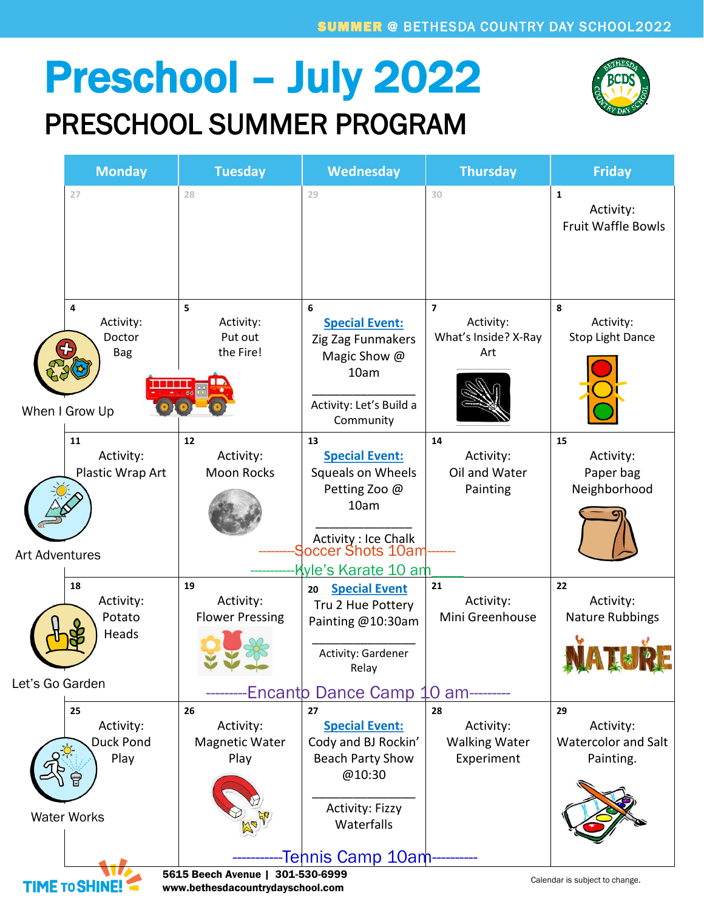SUMMER @ BETHESDA COUNTRY DAY SCHOOL2022

# Preschool – July 2022

## PRESCHOOL SUMMER PROGRAM

| Theme | Monday | Tuesday | Wednesday | Thursday | Friday |
|---|---|---|---|---|---|
| | 27 | 28 | 29 | 30 | 1 Activity: Fruit Waffle Bowls |
| When I Grow Up | 4 Activity: Doctor Bag | 5 Activity: Put out the Fire! | 6 **Special Event:** Zig Zag Funmakers Magic Show @ 10am; Activity: Let's Build a Community | 7 Activity: What's Inside? X-Ray Art | 8 Activity: Stop Light Dance |
| Art Adventures | 11 Activity: Plastic Wrap Art | 12 Activity: Moon Rocks | 13 **Special Event:** Squeals on Wheels Petting Zoo @ 10am; Activity : Ice Chalk | 14 Activity: Oil and Water Painting | 15 Activity: Paper bag Neighborhood |
| Let's Go Garden | 18 Activity: Potato Heads | 19 Activity: Flower Pressing | 20 **Special Event** Tru 2 Hue Pottery Painting @10:30am; Activity: Gardener Relay | 21 Activity: Mini Greenhouse | 22 Activity: Nature Rubbings |
| Water Works | 25 Activity: Duck Pond Play | 26 Activity: Magnetic Water Play | 27 **Special Event:** Cody and BJ Rockin' Beach Party Show @10:30; Activity: Fizzy Waterfalls | 28 Activity: Walking Water Experiment | 29 Activity: Watercolor and Salt Painting. |

Week of July 11 (Tuesday–Thursday): Soccer Shots 10am; Kyle's Karate 10 am

Week of July 18 (Tuesday–Thursday): Encanto Dance Camp 10 am

Week of July 25 (Tuesday–Thursday): Tennis Camp 10am

TIME TO SHINE!

5615 Beech Avenue | 301-530-6999
www.bethesdacountrydayschool.com

Calendar is subject to change.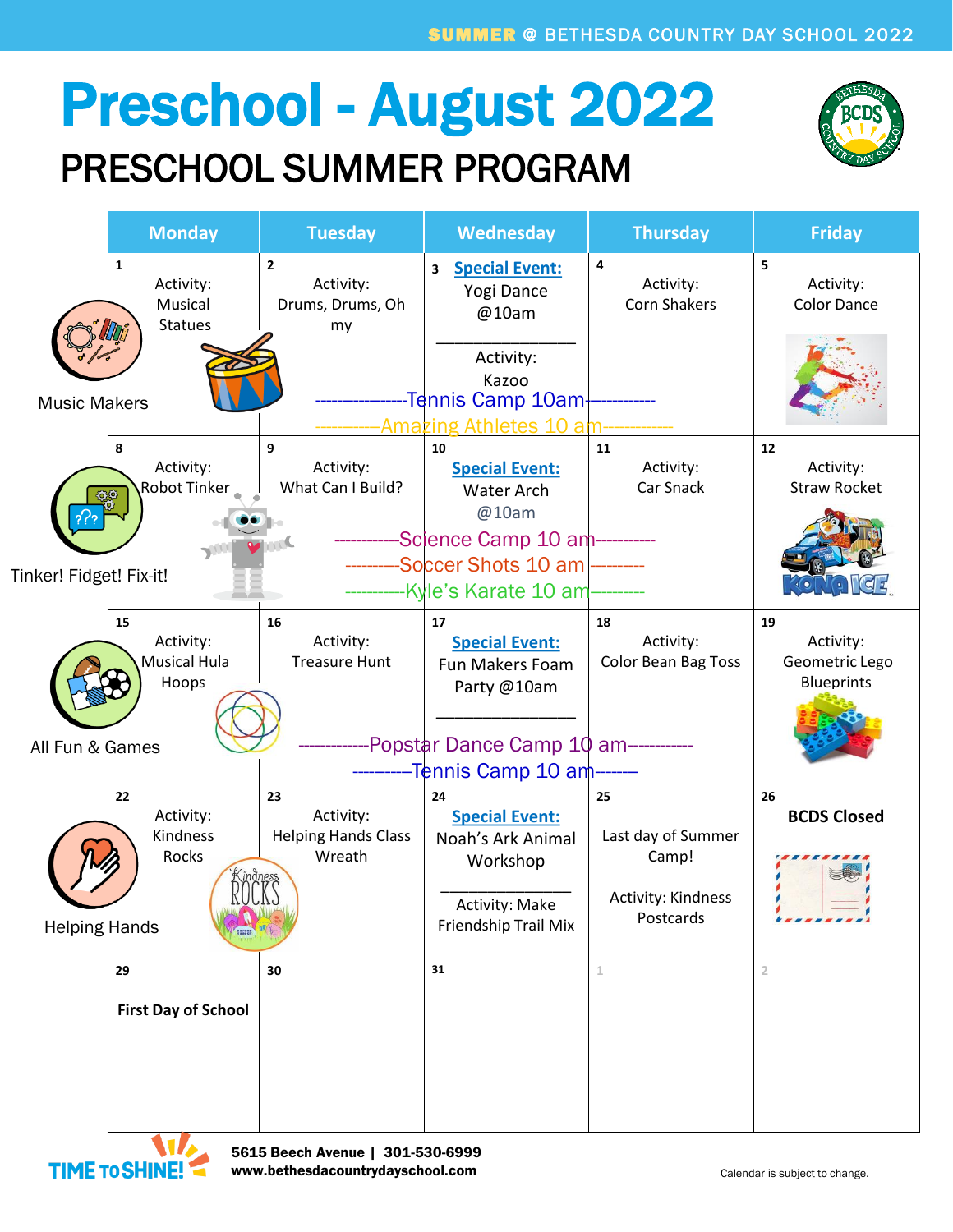SUMMER @ BETHESDA COUNTRY DAY SCHOOL 2022

# Preschool - August 2022

## PRESCHOOL SUMMER PROGRAM

| Monday | Tuesday | Wednesday | Thursday | Friday |
|---|---|---|---|---|
| 1 Activity: Musical Statues | 2 Activity: Drums, Drums, Oh my | 3 **Special Event:** Yogi Dance @10am ——— Activity: Kazoo | 4 Activity: Corn Shakers | 5 Activity: Color Dance |
| Music Makers | ----Tennis Camp 10am---- ----Amazing Athletes 10 am---- | | | |
| 8 Activity: Robot Tinker | 9 Activity: What Can I Build? | 10 **Special Event:** Water Arch @10am | 11 Activity: Car Snack | 12 Activity: Straw Rocket |
| Tinker! Fidget! Fix-it! | ----Science Camp 10 am---- ----Soccer Shots 10 am---- ----Kyle's Karate 10 am---- | | | |
| 15 Activity: Musical Hula Hoops | 16 Activity: Treasure Hunt | 17 **Special Event:** Fun Makers Foam Party @10am | 18 Activity: Color Bean Bag Toss | 19 Activity: Geometric Lego Blueprints |
| All Fun & Games | ----Popstar Dance Camp 10 am---- ----Tennis Camp 10 am---- | | | |
| 22 Activity: Kindness Rocks | 23 Activity: Helping Hands Class Wreath | 24 **Special Event:** Noah's Ark Animal Workshop ——— Activity: Make Friendship Trail Mix | 25 Last day of Summer Camp! Activity: Kindness Postcards | 26 **BCDS Closed** |
| Helping Hands | | | | |
| 29 **First Day of School** | 30 | 31 | 1 | 2 |

TIME TO SHINE!

**5615 Beech Avenue | 301-530-6999**
**www.bethesdacountrydayschool.com**

Calendar is subject to change.